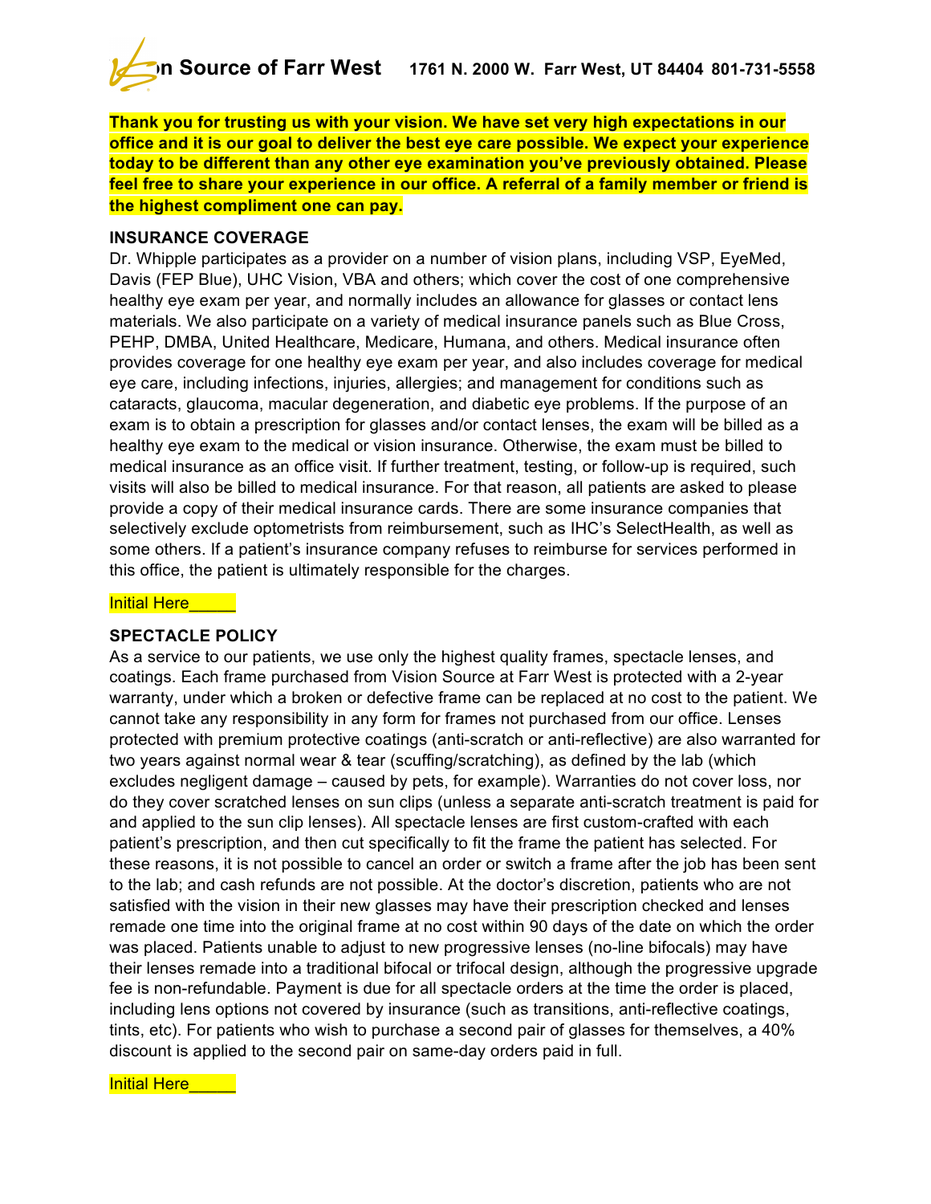Vision Source of Farr West 1761 N. 2000 W. Farr West, UT 84404 801-731-5558

**Thank you for trusting us with your vision. We have set very high expectations in our office and it is our goal to deliver the best eye care possible. We expect your experience today to be different than any other eye examination you've previously obtained. Please feel free to share your experience in our office. A referral of a family member or friend is the highest compliment one can pay.**

**INSURANCE COVERAGE**

Dr. Whipple participates as a provider on a number of vision plans, including VSP, EyeMed, Davis (FEP Blue), UHC Vision, VBA and others; which cover the cost of one comprehensive healthy eye exam per year, and normally includes an allowance for glasses or contact lens materials. We also participate on a variety of medical insurance panels such as Blue Cross, PEHP, DMBA, United Healthcare, Medicare, Humana, and others. Medical insurance often provides coverage for one healthy eye exam per year, and also includes coverage for medical eye care, including infections, injuries, allergies; and management for conditions such as cataracts, glaucoma, macular degeneration, and diabetic eye problems. If the purpose of an exam is to obtain a prescription for glasses and/or contact lenses, the exam will be billed as a healthy eye exam to the medical or vision insurance. Otherwise, the exam must be billed to medical insurance as an office visit. If further treatment, testing, or follow-up is required, such visits will also be billed to medical insurance. For that reason, all patients are asked to please provide a copy of their medical insurance cards. There are some insurance companies that selectively exclude optometrists from reimbursement, such as IHC's SelectHealth, as well as some others. If a patient's insurance company refuses to reimburse for services performed in this office, the patient is ultimately responsible for the charges.

Initial Here_____

**SPECTACLE POLICY**

As a service to our patients, we use only the highest quality frames, spectacle lenses, and coatings. Each frame purchased from Vision Source at Farr West is protected with a 2-year warranty, under which a broken or defective frame can be replaced at no cost to the patient. We cannot take any responsibility in any form for frames not purchased from our office. Lenses protected with premium protective coatings (anti-scratch or anti-reflective) are also warranted for two years against normal wear & tear (scuffing/scratching), as defined by the lab (which excludes negligent damage – caused by pets, for example). Warranties do not cover loss, nor do they cover scratched lenses on sun clips (unless a separate anti-scratch treatment is paid for and applied to the sun clip lenses). All spectacle lenses are first custom-crafted with each patient's prescription, and then cut specifically to fit the frame the patient has selected. For these reasons, it is not possible to cancel an order or switch a frame after the job has been sent to the lab; and cash refunds are not possible. At the doctor's discretion, patients who are not satisfied with the vision in their new glasses may have their prescription checked and lenses remade one time into the original frame at no cost within 90 days of the date on which the order was placed. Patients unable to adjust to new progressive lenses (no-line bifocals) may have their lenses remade into a traditional bifocal or trifocal design, although the progressive upgrade fee is non-refundable. Payment is due for all spectacle orders at the time the order is placed, including lens options not covered by insurance (such as transitions, anti-reflective coatings, tints, etc). For patients who wish to purchase a second pair of glasses for themselves, a 40% discount is applied to the second pair on same-day orders paid in full.

Initial Here_____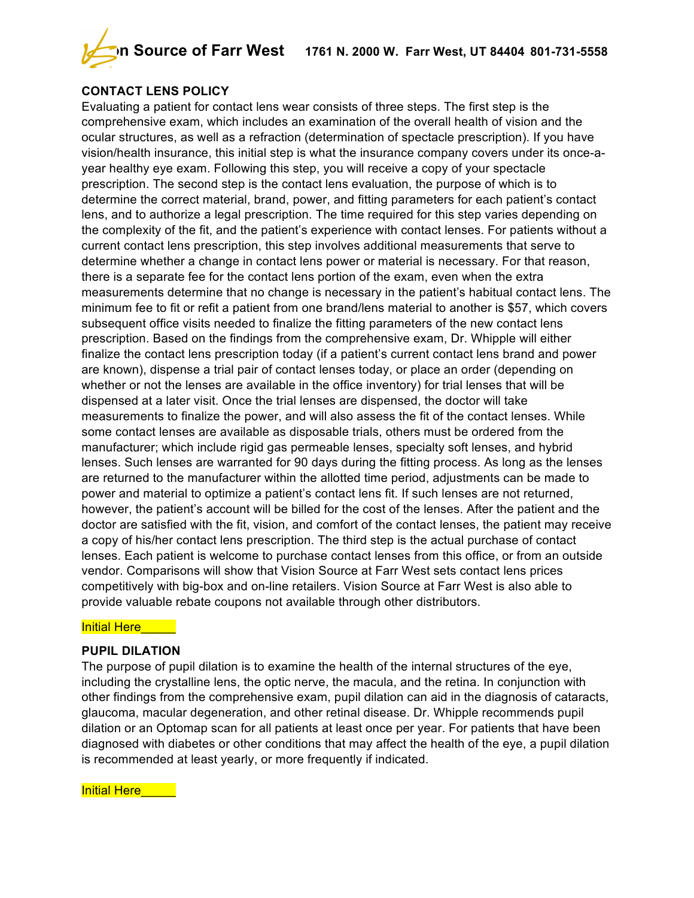**CONTACT LENS POLICY**

Evaluating a patient for contact lens wear consists of three steps. The first step is the comprehensive exam, which includes an examination of the overall health of vision and the ocular structures, as well as a refraction (determination of spectacle prescription). If you have vision/health insurance, this initial step is what the insurance company covers under its once-a-year healthy eye exam. Following this step, you will receive a copy of your spectacle prescription. The second step is the contact lens evaluation, the purpose of which is to determine the correct material, brand, power, and fitting parameters for each patient's contact lens, and to authorize a legal prescription. The time required for this step varies depending on the complexity of the fit, and the patient's experience with contact lenses. For patients without a current contact lens prescription, this step involves additional measurements that serve to determine whether a change in contact lens power or material is necessary. For that reason, there is a separate fee for the contact lens portion of the exam, even when the extra measurements determine that no change is necessary in the patient's habitual contact lens. The minimum fee to fit or refit a patient from one brand/lens material to another is $57, which covers subsequent office visits needed to finalize the fitting parameters of the new contact lens prescription. Based on the findings from the comprehensive exam, Dr. Whipple will either finalize the contact lens prescription today (if a patient's current contact lens brand and power are known), dispense a trial pair of contact lenses today, or place an order (depending on whether or not the lenses are available in the office inventory) for trial lenses that will be dispensed at a later visit. Once the trial lenses are dispensed, the doctor will take measurements to finalize the power, and will also assess the fit of the contact lenses. While some contact lenses are available as disposable trials, others must be ordered from the manufacturer; which include rigid gas permeable lenses, specialty soft lenses, and hybrid lenses. Such lenses are warranted for 90 days during the fitting process. As long as the lenses are returned to the manufacturer within the allotted time period, adjustments can be made to power and material to optimize a patient's contact lens fit. If such lenses are not returned, however, the patient's account will be billed for the cost of the lenses. After the patient and the doctor are satisfied with the fit, vision, and comfort of the contact lenses, the patient may receive a copy of his/her contact lens prescription. The third step is the actual purchase of contact lenses. Each patient is welcome to purchase contact lenses from this office, or from an outside vendor. Comparisons will show that Vision Source at Farr West sets contact lens prices competitively with big-box and on-line retailers. Vision Source at Farr West is also able to provide valuable rebate coupons not available through other distributors.

Initial Here_____

**PUPIL DILATION**

The purpose of pupil dilation is to examine the health of the internal structures of the eye, including the crystalline lens, the optic nerve, the macula, and the retina. In conjunction with other findings from the comprehensive exam, pupil dilation can aid in the diagnosis of cataracts, glaucoma, macular degeneration, and other retinal disease. Dr. Whipple recommends pupil dilation or an Optomap scan for all patients at least once per year. For patients that have been diagnosed with diabetes or other conditions that may affect the health of the eye, a pupil dilation is recommended at least yearly, or more frequently if indicated.

Initial Here_____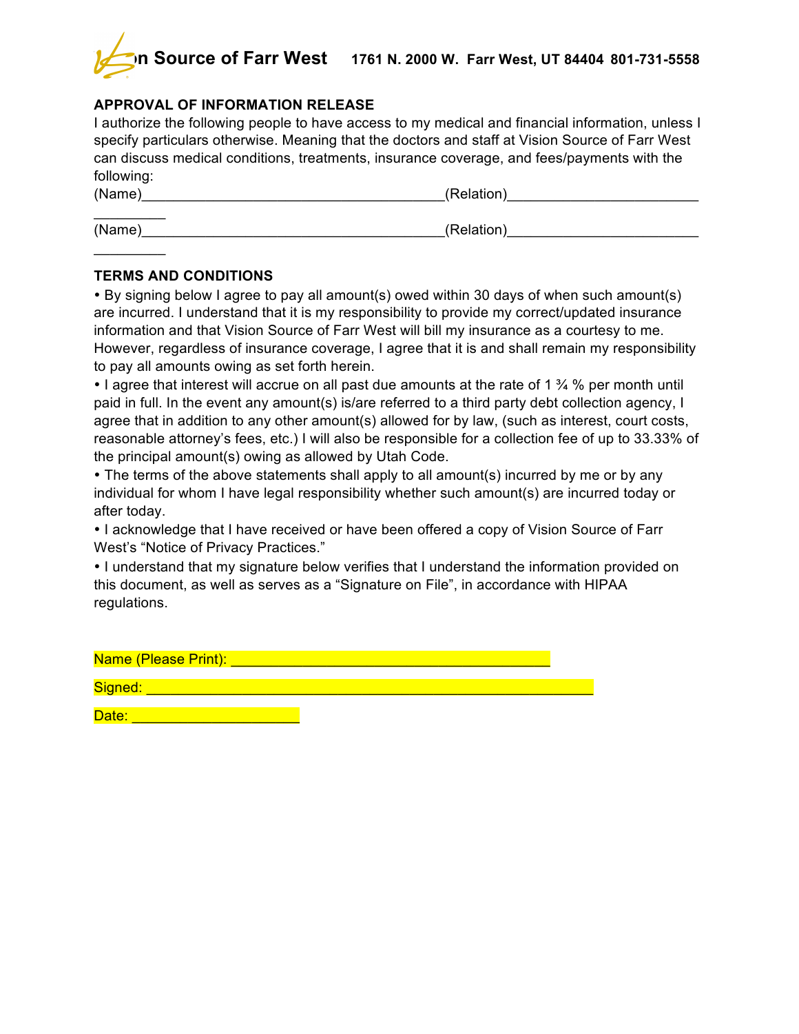**Vision Source of Farr West** **1761 N. 2000 W. Farr West, UT 84404 801-731-5558**

**APPROVAL OF INFORMATION RELEASE**

I authorize the following people to have access to my medical and financial information, unless I specify particulars otherwise. Meaning that the doctors and staff at Vision Source of Farr West can discuss medical conditions, treatments, insurance coverage, and fees/payments with the following:

(Name)_____________________________________(Relation)_________________________________

(Name)_____________________________________(Relation)_________________________________

**TERMS AND CONDITIONS**

• By signing below I agree to pay all amount(s) owed within 30 days of when such amount(s) are incurred. I understand that it is my responsibility to provide my correct/updated insurance information and that Vision Source of Farr West will bill my insurance as a courtesy to me. However, regardless of insurance coverage, I agree that it is and shall remain my responsibility to pay all amounts owing as set forth herein.

• I agree that interest will accrue on all past due amounts at the rate of 1 ¾ % per month until paid in full. In the event any amount(s) is/are referred to a third party debt collection agency, I agree that in addition to any other amount(s) allowed for by law, (such as interest, court costs, reasonable attorney's fees, etc.) I will also be responsible for a collection fee of up to 33.33% of the principal amount(s) owing as allowed by Utah Code.

• The terms of the above statements shall apply to all amount(s) incurred by me or by any individual for whom I have legal responsibility whether such amount(s) are incurred today or after today.

• I acknowledge that I have received or have been offered a copy of Vision Source of Farr West's "Notice of Privacy Practices."

• I understand that my signature below verifies that I understand the information provided on this document, as well as serves as a "Signature on File", in accordance with HIPAA regulations.

Name (Please Print): ________________________________________

Signed: ________________________________________________________

Date: ___________________